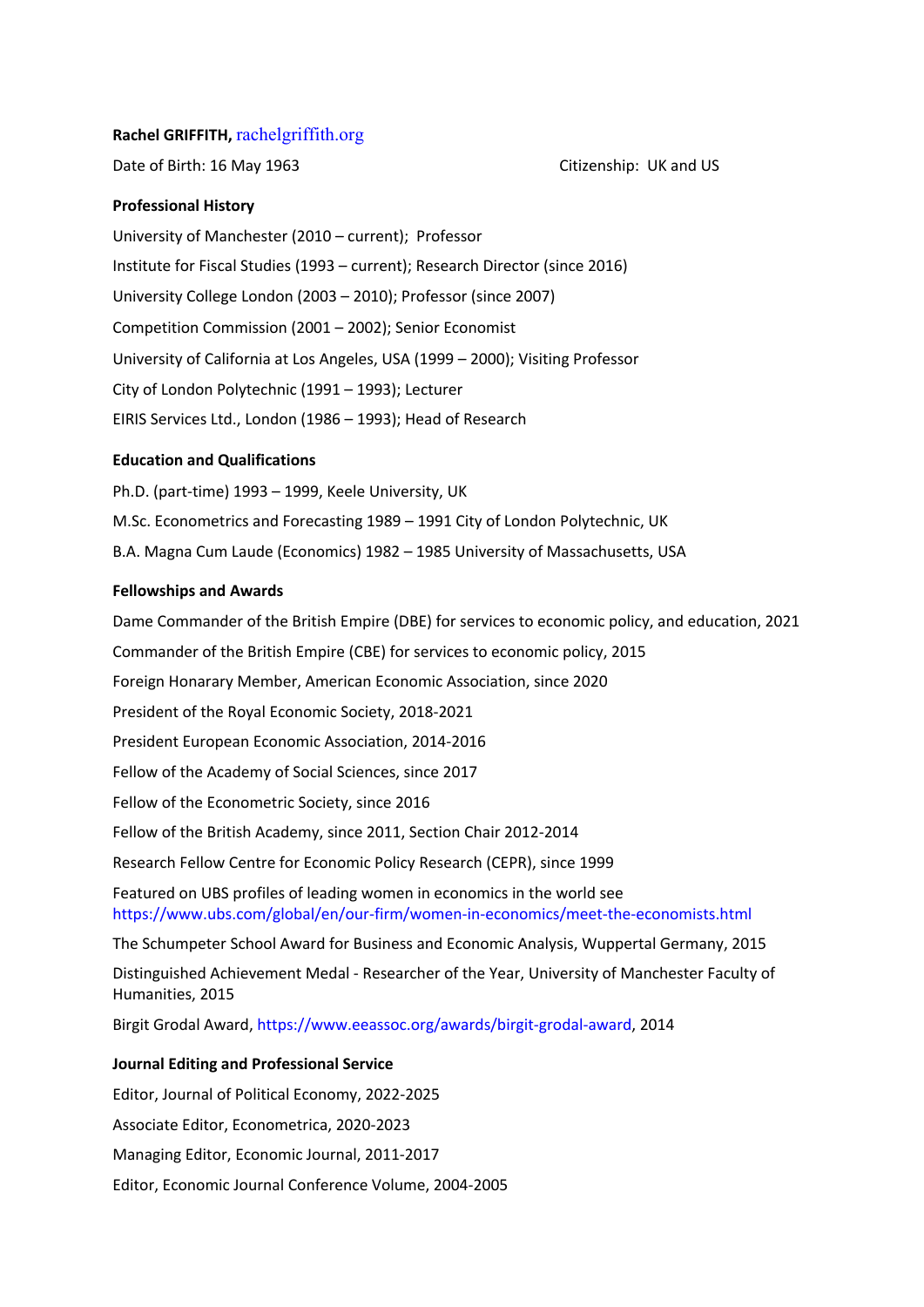**Rachel GRIFFITH,** rachelgriffith.org

Date of Birth: 16 May 1963 Citizenship: UK and US

### Professional History

University of Manchester (2010 – current); Professor

Institute for Fiscal Studies (1993 – current); Research Director (since 2016)

University College London (2003 – 2010); Professor (since 2007)

Competition Commission (2001 – 2002); Senior Economist

University of California at Los Angeles, USA (1999 – 2000); Visiting Professor

City of London Polytechnic (1991 – 1993); Lecturer

EIRIS Services Ltd., London (1986 – 1993); Head of Research

### Education and Qualifications

Ph.D. (part-time) 1993 – 1999, Keele University, UK

M.Sc. Econometrics and Forecasting 1989 – 1991 City of London Polytechnic, UK

B.A. Magna Cum Laude (Economics) 1982 – 1985 University of Massachusetts, USA

### Fellowships and Awards

Dame Commander of the British Empire (DBE) for services to economic policy, and education, 2021

Commander of the British Empire (CBE) for services to economic policy, 2015

Foreign Honarary Member, American Economic Association, since 2020

President of the Royal Economic Society, 2018-2021

President European Economic Association, 2014-2016

Fellow of the Academy of Social Sciences, since 2017

Fellow of the Econometric Society, since 2016

Fellow of the British Academy, since 2011, Section Chair 2012-2014

Research Fellow Centre for Economic Policy Research (CEPR), since 1999

Featured on UBS profiles of leading women in economics in the world see https://www.ubs.com/global/en/our-firm/women-in-economics/meet-the-economists.html

The Schumpeter School Award for Business and Economic Analysis, Wuppertal Germany, 2015

Distinguished Achievement Medal - Researcher of the Year, University of Manchester Faculty of Humanities, 2015

Birgit Grodal Award, https://www.eeassoc.org/awards/birgit-grodal-award, 2014

### Journal Editing and Professional Service

Editor, Journal of Political Economy, 2022-2025

Associate Editor, Econometrica, 2020-2023

Managing Editor, Economic Journal, 2011-2017

Editor, Economic Journal Conference Volume, 2004-2005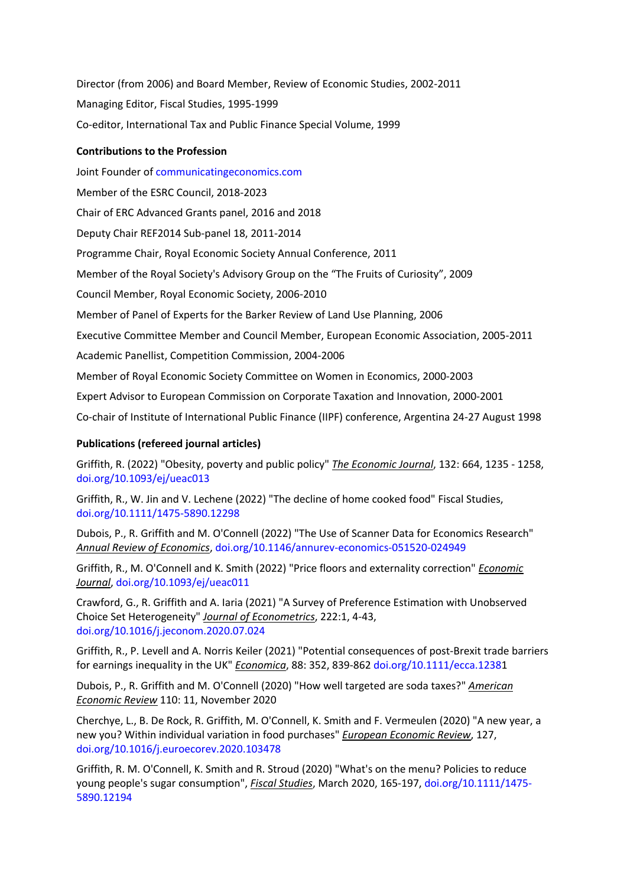Director (from 2006) and Board Member, Review of Economic Studies, 2002-2011

Managing Editor, Fiscal Studies, 1995-1999

Co-editor, International Tax and Public Finance Special Volume, 1999

**Contributions to the Profession**

Joint Founder of communicatingeconomics.com

Member of the ESRC Council, 2018-2023

Chair of ERC Advanced Grants panel, 2016 and 2018

Deputy Chair REF2014 Sub-panel 18, 2011-2014

Programme Chair, Royal Economic Society Annual Conference, 2011

Member of the Royal Society's Advisory Group on the "The Fruits of Curiosity", 2009

Council Member, Royal Economic Society, 2006-2010

Member of Panel of Experts for the Barker Review of Land Use Planning, 2006

Executive Committee Member and Council Member, European Economic Association, 2005-2011

Academic Panellist, Competition Commission, 2004-2006

Member of Royal Economic Society Committee on Women in Economics, 2000-2003

Expert Advisor to European Commission on Corporate Taxation and Innovation, 2000-2001

Co-chair of Institute of International Public Finance (IIPF) conference, Argentina 24-27 August 1998

**Publications (refereed journal articles)**

Griffith, R. (2022) "Obesity, poverty and public policy" *The Economic Journal*, 132: 664, 1235 - 1258, doi.org/10.1093/ej/ueac013

Griffith, R., W. Jin and V. Lechene (2022) "The decline of home cooked food" Fiscal Studies, doi.org/10.1111/1475-5890.12298

Dubois, P., R. Griffith and M. O'Connell (2022) "The Use of Scanner Data for Economics Research" *Annual Review of Economics*, doi.org/10.1146/annurev-economics-051520-024949

Griffith, R., M. O'Connell and K. Smith (2022) "Price floors and externality correction" *Economic Journal*, doi.org/10.1093/ej/ueac011

Crawford, G., R. Griffith and A. Iaria (2021) "A Survey of Preference Estimation with Unobserved Choice Set Heterogeneity" *Journal of Econometrics*, 222:1, 4-43, doi.org/10.1016/j.jeconom.2020.07.024

Griffith, R., P. Levell and A. Norris Keiler (2021) "Potential consequences of post-Brexit trade barriers for earnings inequality in the UK" *Economica*, 88: 352, 839-862 doi.org/10.1111/ecca.12381

Dubois, P., R. Griffith and M. O'Connell (2020) "How well targeted are soda taxes?" *American Economic Review* 110: 11, November 2020

Cherchye, L., B. De Rock, R. Griffith, M. O'Connell, K. Smith and F. Vermeulen (2020) "A new year, a new you? Within individual variation in food purchases" *European Economic Review*, 127, doi.org/10.1016/j.euroecorev.2020.103478

Griffith, R. M. O'Connell, K. Smith and R. Stroud (2020) "What's on the menu? Policies to reduce young people's sugar consumption", *Fiscal Studies*, March 2020, 165-197, doi.org/10.1111/1475-5890.12194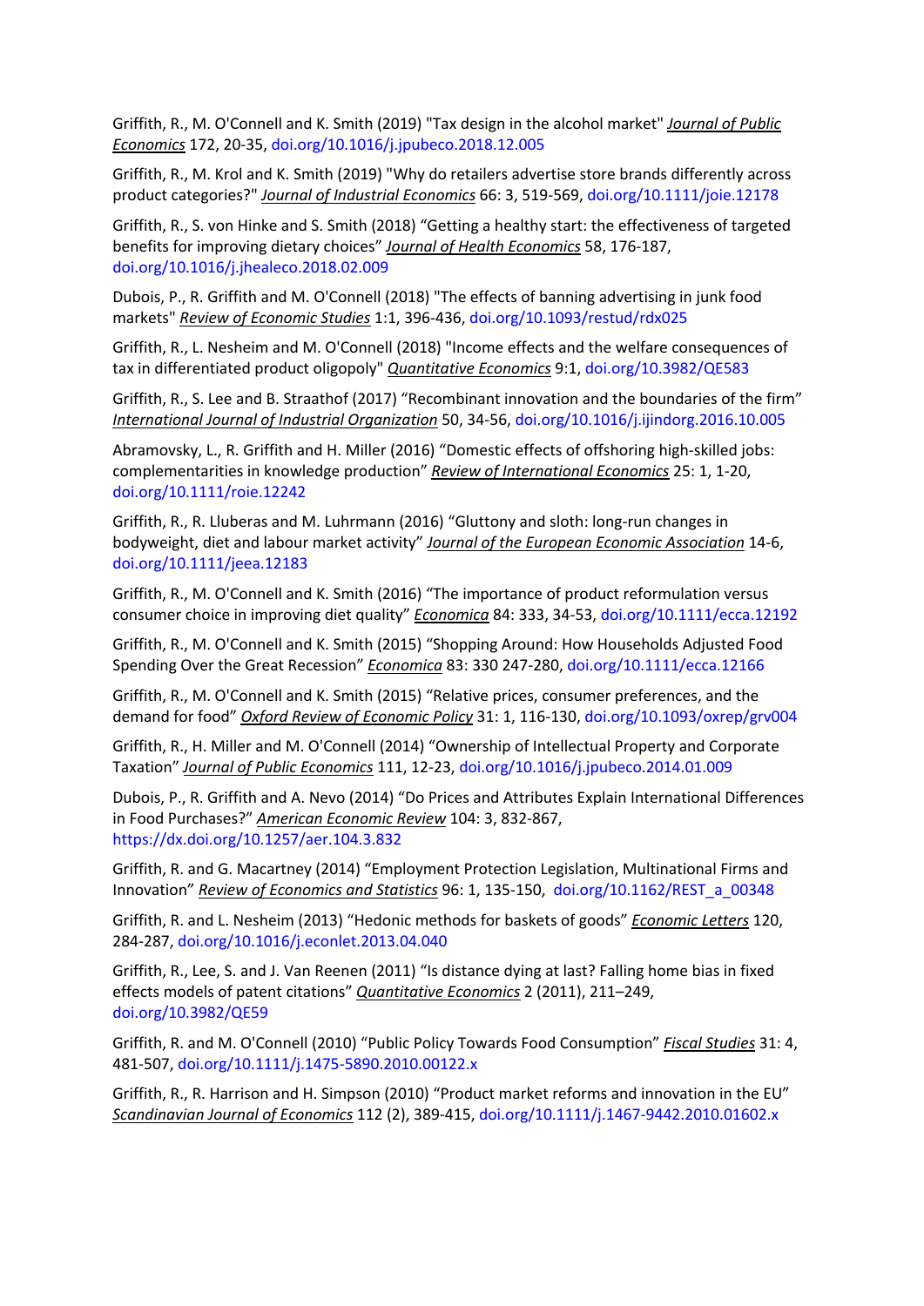Griffith, R., M. O'Connell and K. Smith (2019) "Tax design in the alcohol market" *Journal of Public Economics* 172, 20-35, doi.org/10.1016/j.jpubeco.2018.12.005

Griffith, R., M. Krol and K. Smith (2019) "Why do retailers advertise store brands differently across product categories?" *Journal of Industrial Economics* 66: 3, 519-569, doi.org/10.1111/joie.12178

Griffith, R., S. von Hinke and S. Smith (2018) "Getting a healthy start: the effectiveness of targeted benefits for improving dietary choices" *Journal of Health Economics* 58, 176-187, doi.org/10.1016/j.jhealeco.2018.02.009

Dubois, P., R. Griffith and M. O'Connell (2018) "The effects of banning advertising in junk food markets" *Review of Economic Studies* 1:1, 396-436, doi.org/10.1093/restud/rdx025

Griffith, R., L. Nesheim and M. O'Connell (2018) "Income effects and the welfare consequences of tax in differentiated product oligopoly" *Quantitative Economics* 9:1, doi.org/10.3982/QE583

Griffith, R., S. Lee and B. Straathof (2017) "Recombinant innovation and the boundaries of the firm" *International Journal of Industrial Organization* 50, 34-56, doi.org/10.1016/j.ijindorg.2016.10.005

Abramovsky, L., R. Griffith and H. Miller (2016) "Domestic effects of offshoring high-skilled jobs: complementarities in knowledge production" *Review of International Economics* 25: 1, 1-20, doi.org/10.1111/roie.12242

Griffith, R., R. Lluberas and M. Luhrmann (2016) "Gluttony and sloth: long-run changes in bodyweight, diet and labour market activity" *Journal of the European Economic Association* 14-6, doi.org/10.1111/jeea.12183

Griffith, R., M. O'Connell and K. Smith (2016) "The importance of product reformulation versus consumer choice in improving diet quality" *Economica* 84: 333, 34-53, doi.org/10.1111/ecca.12192

Griffith, R., M. O'Connell and K. Smith (2015) "Shopping Around: How Households Adjusted Food Spending Over the Great Recession" *Economica* 83: 330 247-280, doi.org/10.1111/ecca.12166

Griffith, R., M. O'Connell and K. Smith (2015) "Relative prices, consumer preferences, and the demand for food" *Oxford Review of Economic Policy* 31: 1, 116-130, doi.org/10.1093/oxrep/grv004

Griffith, R., H. Miller and M. O'Connell (2014) "Ownership of Intellectual Property and Corporate Taxation" *Journal of Public Economics* 111, 12-23, doi.org/10.1016/j.jpubeco.2014.01.009

Dubois, P., R. Griffith and A. Nevo (2014) "Do Prices and Attributes Explain International Differences in Food Purchases?" *American Economic Review* 104: 3, 832-867, https://dx.doi.org/10.1257/aer.104.3.832

Griffith, R. and G. Macartney (2014) "Employment Protection Legislation, Multinational Firms and Innovation" *Review of Economics and Statistics* 96: 1, 135-150, doi.org/10.1162/REST_a_00348

Griffith, R. and L. Nesheim (2013) "Hedonic methods for baskets of goods" *Economic Letters* 120, 284-287, doi.org/10.1016/j.econlet.2013.04.040

Griffith, R., Lee, S. and J. Van Reenen (2011) "Is distance dying at last? Falling home bias in fixed effects models of patent citations" *Quantitative Economics* 2 (2011), 211–249, doi.org/10.3982/QE59

Griffith, R. and M. O'Connell (2010) "Public Policy Towards Food Consumption" *Fiscal Studies* 31: 4, 481-507, doi.org/10.1111/j.1475-5890.2010.00122.x

Griffith, R., R. Harrison and H. Simpson (2010) "Product market reforms and innovation in the EU" *Scandinavian Journal of Economics* 112 (2), 389-415, doi.org/10.1111/j.1467-9442.2010.01602.x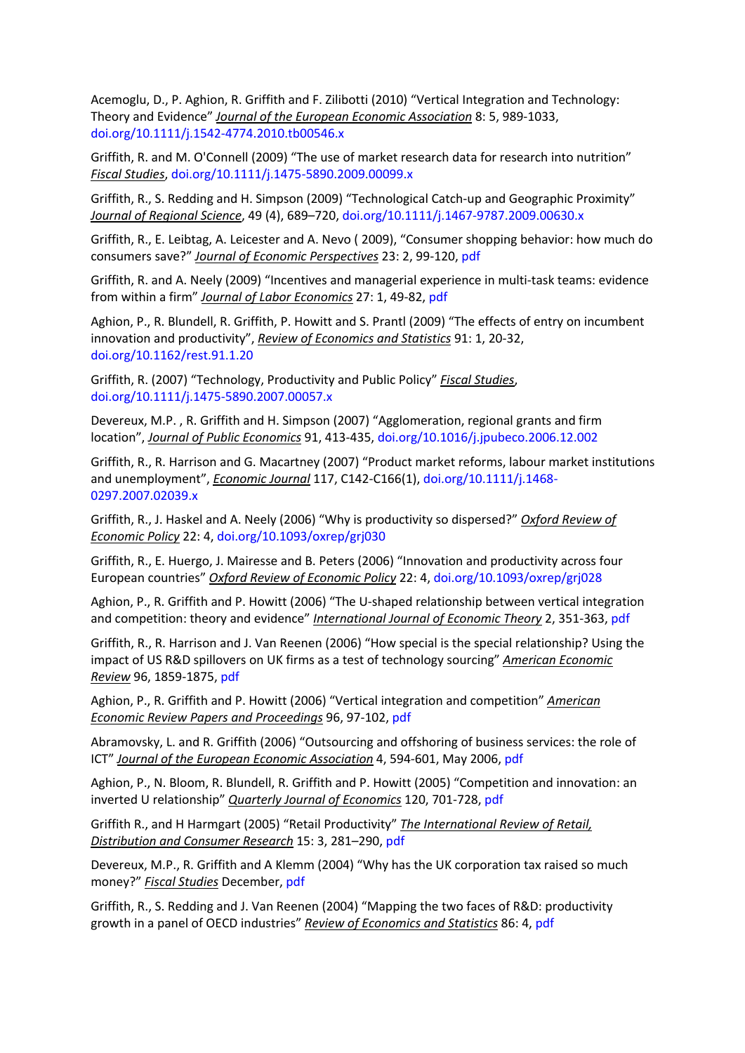Acemoglu, D., P. Aghion, R. Griffith and F. Zilibotti (2010) “Vertical Integration and Technology: Theory and Evidence” *Journal of the European Economic Association* 8: 5, 989-1033, doi.org/10.1111/j.1542-4774.2010.tb00546.x

Griffith, R. and M. O'Connell (2009) “The use of market research data for research into nutrition” *Fiscal Studies*, doi.org/10.1111/j.1475-5890.2009.00099.x

Griffith, R., S. Redding and H. Simpson (2009) “Technological Catch-up and Geographic Proximity” *Journal of Regional Science*, 49 (4), 689–720, doi.org/10.1111/j.1467-9787.2009.00630.x

Griffith, R., E. Leibtag, A. Leicester and A. Nevo ( 2009), “Consumer shopping behavior: how much do consumers save?” *Journal of Economic Perspectives* 23: 2, 99-120, pdf

Griffith, R. and A. Neely (2009) “Incentives and managerial experience in multi-task teams: evidence from within a firm” *Journal of Labor Economics* 27: 1, 49-82, pdf

Aghion, P., R. Blundell, R. Griffith, P. Howitt and S. Prantl (2009) “The effects of entry on incumbent innovation and productivity”, *Review of Economics and Statistics* 91: 1, 20-32, doi.org/10.1162/rest.91.1.20

Griffith, R. (2007) “Technology, Productivity and Public Policy” *Fiscal Studies*, doi.org/10.1111/j.1475-5890.2007.00057.x

Devereux, M.P. , R. Griffith and H. Simpson (2007) “Agglomeration, regional grants and firm location”, *Journal of Public Economics* 91, 413-435, doi.org/10.1016/j.jpubeco.2006.12.002

Griffith, R., R. Harrison and G. Macartney (2007) “Product market reforms, labour market institutions and unemployment”, *Economic Journal* 117, C142-C166(1), doi.org/10.1111/j.1468-0297.2007.02039.x

Griffith, R., J. Haskel and A. Neely (2006) “Why is productivity so dispersed?” *Oxford Review of Economic Policy* 22: 4, doi.org/10.1093/oxrep/grj030

Griffith, R., E. Huergo, J. Mairesse and B. Peters (2006) “Innovation and productivity across four European countries” *Oxford Review of Economic Policy* 22: 4, doi.org/10.1093/oxrep/grj028

Aghion, P., R. Griffith and P. Howitt (2006) “The U-shaped relationship between vertical integration and competition: theory and evidence” *International Journal of Economic Theory* 2, 351-363, pdf

Griffith, R., R. Harrison and J. Van Reenen (2006) “How special is the special relationship? Using the impact of US R&D spillovers on UK firms as a test of technology sourcing” *American Economic Review* 96, 1859-1875, pdf

Aghion, P., R. Griffith and P. Howitt (2006) “Vertical integration and competition” *American Economic Review Papers and Proceedings* 96, 97-102, pdf

Abramovsky, L. and R. Griffith (2006) “Outsourcing and offshoring of business services: the role of ICT” *Journal of the European Economic Association* 4, 594-601, May 2006, pdf

Aghion, P., N. Bloom, R. Blundell, R. Griffith and P. Howitt (2005) “Competition and innovation: an inverted U relationship” *Quarterly Journal of Economics* 120, 701-728, pdf

Griffith R., and H Harmgart (2005) “Retail Productivity” *The International Review of Retail, Distribution and Consumer Research* 15: 3, 281–290, pdf

Devereux, M.P., R. Griffith and A Klemm (2004) “Why has the UK corporation tax raised so much money?” *Fiscal Studies* December, pdf

Griffith, R., S. Redding and J. Van Reenen (2004) “Mapping the two faces of R&D: productivity growth in a panel of OECD industries” *Review of Economics and Statistics* 86: 4, pdf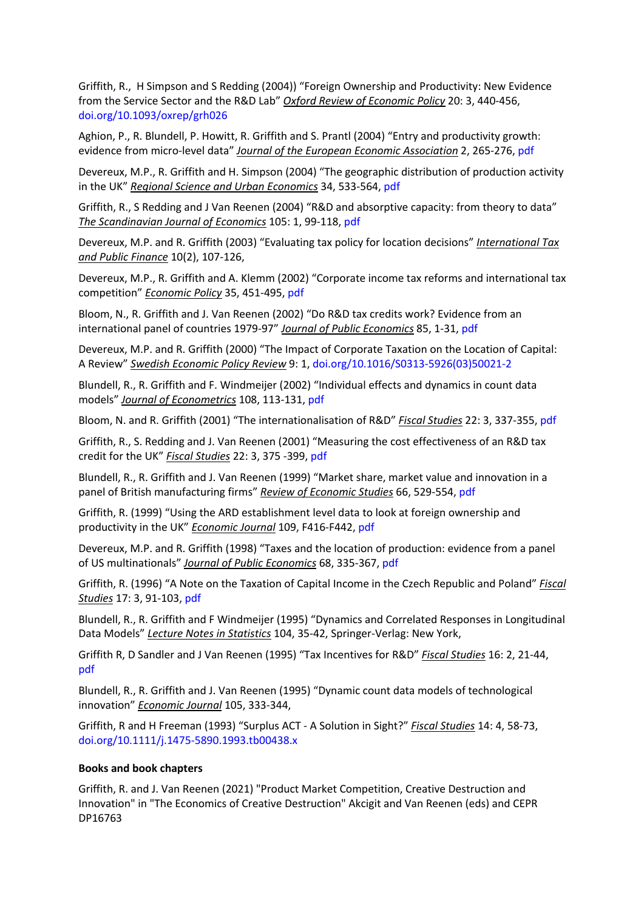Griffith, R., H Simpson and S Redding (2004)) "Foreign Ownership and Productivity: New Evidence from the Service Sector and the R&D Lab" *Oxford Review of Economic Policy* 20: 3, 440-456, doi.org/10.1093/oxrep/grh026

Aghion, P., R. Blundell, P. Howitt, R. Griffith and S. Prantl (2004) "Entry and productivity growth: evidence from micro-level data" *Journal of the European Economic Association* 2, 265-276, pdf

Devereux, M.P., R. Griffith and H. Simpson (2004) "The geographic distribution of production activity in the UK" *Regional Science and Urban Economics* 34, 533-564, pdf

Griffith, R., S Redding and J Van Reenen (2004) "R&D and absorptive capacity: from theory to data" *The Scandinavian Journal of Economics* 105: 1, 99-118, pdf

Devereux, M.P. and R. Griffith (2003) "Evaluating tax policy for location decisions" *International Tax and Public Finance* 10(2), 107-126,

Devereux, M.P., R. Griffith and A. Klemm (2002) "Corporate income tax reforms and international tax competition" *Economic Policy* 35, 451-495, pdf

Bloom, N., R. Griffith and J. Van Reenen (2002) "Do R&D tax credits work? Evidence from an international panel of countries 1979-97" *Journal of Public Economics* 85, 1-31, pdf

Devereux, M.P. and R. Griffith (2000) "The Impact of Corporate Taxation on the Location of Capital: A Review" *Swedish Economic Policy Review* 9: 1, doi.org/10.1016/S0313-5926(03)50021-2

Blundell, R., R. Griffith and F. Windmeijer (2002) "Individual effects and dynamics in count data models" *Journal of Econometrics* 108, 113-131, pdf

Bloom, N. and R. Griffith (2001) "The internationalisation of R&D" *Fiscal Studies* 22: 3, 337-355, pdf

Griffith, R., S. Redding and J. Van Reenen (2001) "Measuring the cost effectiveness of an R&D tax credit for the UK" *Fiscal Studies* 22: 3, 375 -399, pdf

Blundell, R., R. Griffith and J. Van Reenen (1999) "Market share, market value and innovation in a panel of British manufacturing firms" *Review of Economic Studies* 66, 529-554, pdf

Griffith, R. (1999) "Using the ARD establishment level data to look at foreign ownership and productivity in the UK" *Economic Journal* 109, F416-F442, pdf

Devereux, M.P. and R. Griffith (1998) "Taxes and the location of production: evidence from a panel of US multinationals" *Journal of Public Economics* 68, 335-367, pdf

Griffith, R. (1996) "A Note on the Taxation of Capital Income in the Czech Republic and Poland" *Fiscal Studies* 17: 3, 91-103, pdf

Blundell, R., R. Griffith and F Windmeijer (1995) "Dynamics and Correlated Responses in Longitudinal Data Models" *Lecture Notes in Statistics* 104, 35-42, Springer-Verlag: New York,

Griffith R, D Sandler and J Van Reenen (1995) "Tax Incentives for R&D" *Fiscal Studies* 16: 2, 21-44, pdf

Blundell, R., R. Griffith and J. Van Reenen (1995) "Dynamic count data models of technological innovation" *Economic Journal* 105, 333-344,

Griffith, R and H Freeman (1993) "Surplus ACT - A Solution in Sight?" *Fiscal Studies* 14: 4, 58-73, doi.org/10.1111/j.1475-5890.1993.tb00438.x

**Books and book chapters**

Griffith, R. and J. Van Reenen (2021) "Product Market Competition, Creative Destruction and Innovation" in "The Economics of Creative Destruction" Akcigit and Van Reenen (eds) and CEPR DP16763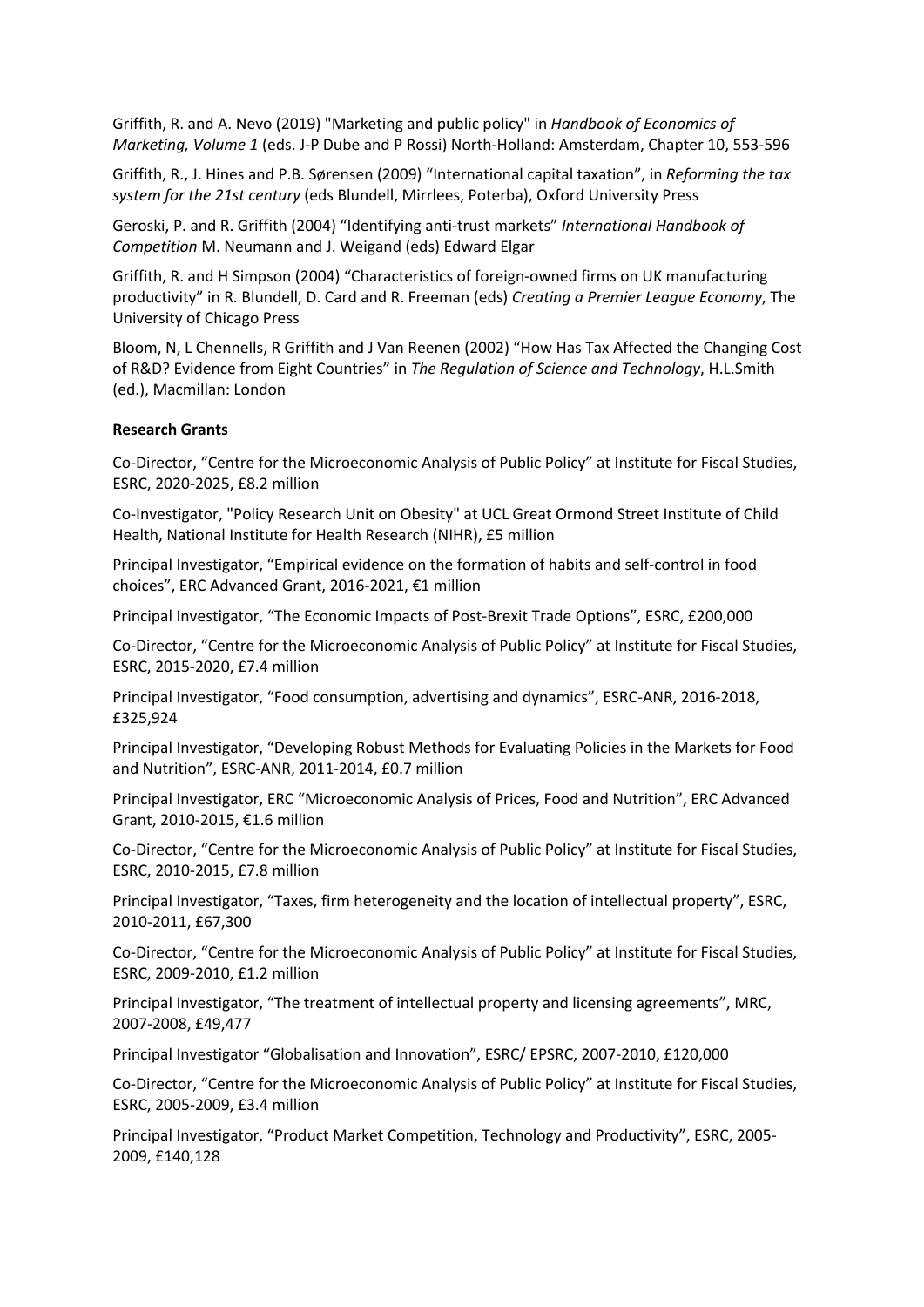Griffith, R. and A. Nevo (2019) "Marketing and public policy" in *Handbook of Economics of Marketing, Volume 1* (eds. J-P Dube and P Rossi) North-Holland: Amsterdam, Chapter 10, 553-596

Griffith, R., J. Hines and P.B. Sørensen (2009) "International capital taxation", in *Reforming the tax system for the 21st century* (eds Blundell, Mirrlees, Poterba), Oxford University Press

Geroski, P. and R. Griffith (2004) "Identifying anti-trust markets" *International Handbook of Competition* M. Neumann and J. Weigand (eds) Edward Elgar

Griffith, R. and H Simpson (2004) "Characteristics of foreign-owned firms on UK manufacturing productivity" in R. Blundell, D. Card and R. Freeman (eds) *Creating a Premier League Economy*, The University of Chicago Press

Bloom, N, L Chennells, R Griffith and J Van Reenen (2002) "How Has Tax Affected the Changing Cost of R&D? Evidence from Eight Countries" in *The Regulation of Science and Technology*, H.L.Smith (ed.), Macmillan: London

**Research Grants**

Co-Director, "Centre for the Microeconomic Analysis of Public Policy" at Institute for Fiscal Studies, ESRC, 2020-2025, £8.2 million

Co-Investigator, "Policy Research Unit on Obesity" at UCL Great Ormond Street Institute of Child Health, National Institute for Health Research (NIHR), £5 million

Principal Investigator, "Empirical evidence on the formation of habits and self-control in food choices", ERC Advanced Grant, 2016-2021, €1 million

Principal Investigator, "The Economic Impacts of Post-Brexit Trade Options", ESRC, £200,000

Co-Director, "Centre for the Microeconomic Analysis of Public Policy" at Institute for Fiscal Studies, ESRC, 2015-2020, £7.4 million

Principal Investigator, "Food consumption, advertising and dynamics", ESRC-ANR, 2016-2018, £325,924

Principal Investigator, "Developing Robust Methods for Evaluating Policies in the Markets for Food and Nutrition", ESRC-ANR, 2011-2014, £0.7 million

Principal Investigator, ERC "Microeconomic Analysis of Prices, Food and Nutrition", ERC Advanced Grant, 2010-2015, €1.6 million

Co-Director, "Centre for the Microeconomic Analysis of Public Policy" at Institute for Fiscal Studies, ESRC, 2010-2015, £7.8 million

Principal Investigator, "Taxes, firm heterogeneity and the location of intellectual property", ESRC, 2010-2011, £67,300

Co-Director, "Centre for the Microeconomic Analysis of Public Policy" at Institute for Fiscal Studies, ESRC, 2009-2010, £1.2 million

Principal Investigator, "The treatment of intellectual property and licensing agreements", MRC, 2007-2008, £49,477

Principal Investigator "Globalisation and Innovation", ESRC/ EPSRC, 2007-2010, £120,000

Co-Director, "Centre for the Microeconomic Analysis of Public Policy" at Institute for Fiscal Studies, ESRC, 2005-2009, £3.4 million

Principal Investigator, "Product Market Competition, Technology and Productivity", ESRC, 2005-2009, £140,128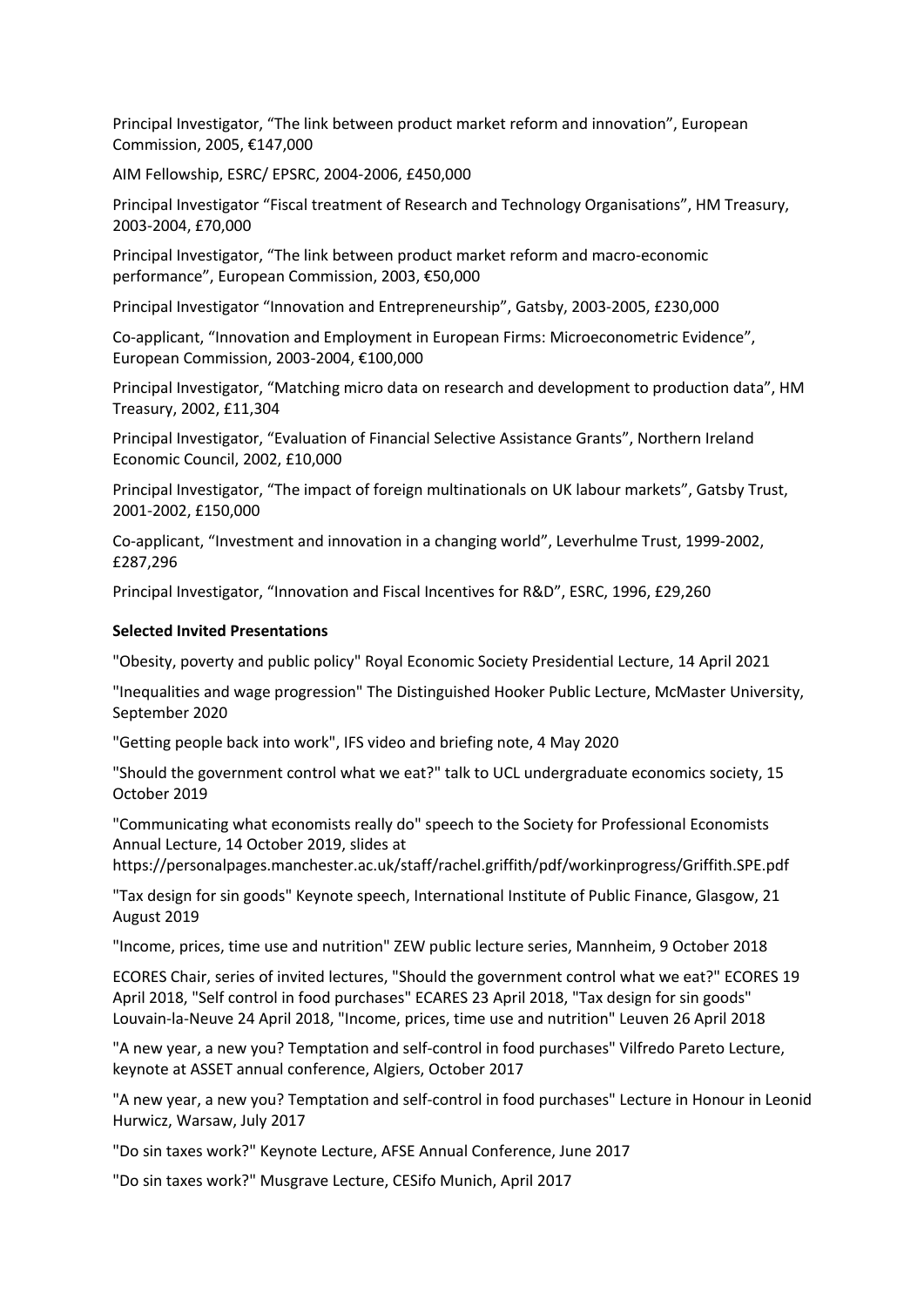Principal Investigator, “The link between product market reform and innovation”, European Commission, 2005, €147,000

AIM Fellowship, ESRC/ EPSRC, 2004-2006, £450,000

Principal Investigator “Fiscal treatment of Research and Technology Organisations”, HM Treasury, 2003-2004, £70,000

Principal Investigator, “The link between product market reform and macro-economic performance”, European Commission, 2003, €50,000

Principal Investigator “Innovation and Entrepreneurship”, Gatsby, 2003-2005, £230,000

Co-applicant, “Innovation and Employment in European Firms: Microeconometric Evidence”, European Commission, 2003-2004, €100,000

Principal Investigator, “Matching micro data on research and development to production data”, HM Treasury, 2002, £11,304

Principal Investigator, “Evaluation of Financial Selective Assistance Grants”, Northern Ireland Economic Council, 2002, £10,000

Principal Investigator, “The impact of foreign multinationals on UK labour markets”, Gatsby Trust, 2001-2002, £150,000

Co-applicant, “Investment and innovation in a changing world”, Leverhulme Trust, 1999-2002, £287,296

Principal Investigator, “Innovation and Fiscal Incentives for R&D”, ESRC, 1996, £29,260

**Selected Invited Presentations**

"Obesity, poverty and public policy" Royal Economic Society Presidential Lecture, 14 April 2021

"Inequalities and wage progression" The Distinguished Hooker Public Lecture, McMaster University, September 2020

"Getting people back into work", IFS video and briefing note, 4 May 2020

"Should the government control what we eat?" talk to UCL undergraduate economics society, 15 October 2019

"Communicating what economists really do" speech to the Society for Professional Economists Annual Lecture, 14 October 2019, slides at https://personalpages.manchester.ac.uk/staff/rachel.griffith/pdf/workinprogress/Griffith.SPE.pdf

"Tax design for sin goods" Keynote speech, International Institute of Public Finance, Glasgow, 21 August 2019

"Income, prices, time use and nutrition" ZEW public lecture series, Mannheim, 9 October 2018

ECORES Chair, series of invited lectures, "Should the government control what we eat?" ECORES 19 April 2018, "Self control in food purchases" ECARES 23 April 2018, "Tax design for sin goods" Louvain-la-Neuve 24 April 2018, "Income, prices, time use and nutrition" Leuven 26 April 2018

"A new year, a new you? Temptation and self-control in food purchases" Vilfredo Pareto Lecture, keynote at ASSET annual conference, Algiers, October 2017

"A new year, a new you? Temptation and self-control in food purchases" Lecture in Honour in Leonid Hurwicz, Warsaw, July 2017

"Do sin taxes work?" Keynote Lecture, AFSE Annual Conference, June 2017

"Do sin taxes work?" Musgrave Lecture, CESifo Munich, April 2017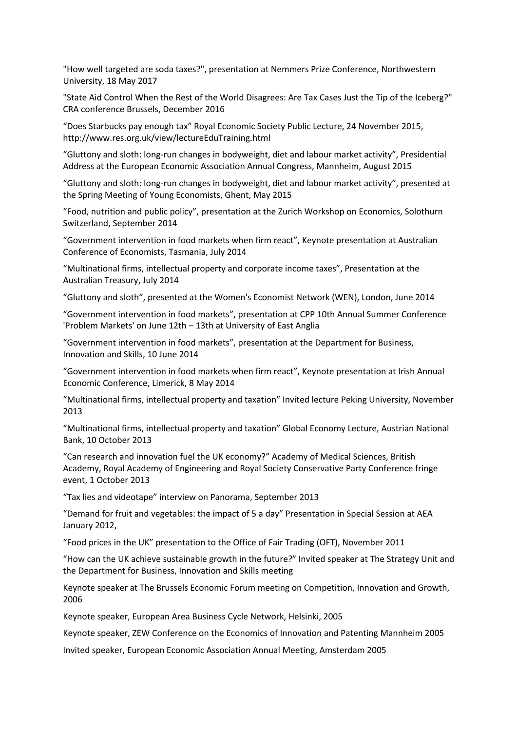"How well targeted are soda taxes?", presentation at Nemmers Prize Conference, Northwestern University, 18 May 2017

"State Aid Control When the Rest of the World Disagrees: Are Tax Cases Just the Tip of the Iceberg?" CRA conference Brussels, December 2016

“Does Starbucks pay enough tax” Royal Economic Society Public Lecture, 24 November 2015, http://www.res.org.uk/view/lectureEduTraining.html

“Gluttony and sloth: long-run changes in bodyweight, diet and labour market activity”, Presidential Address at the European Economic Association Annual Congress, Mannheim, August 2015

“Gluttony and sloth: long-run changes in bodyweight, diet and labour market activity”, presented at the Spring Meeting of Young Economists, Ghent, May 2015

“Food, nutrition and public policy”, presentation at the Zurich Workshop on Economics, Solothurn Switzerland, September 2014

“Government intervention in food markets when firm react”, Keynote presentation at Australian Conference of Economists, Tasmania, July 2014

“Multinational firms, intellectual property and corporate income taxes”, Presentation at the Australian Treasury, July 2014

“Gluttony and sloth”, presented at the Women's Economist Network (WEN), London, June 2014

“Government intervention in food markets”, presentation at CPP 10th Annual Summer Conference 'Problem Markets' on June 12th – 13th at University of East Anglia

“Government intervention in food markets”, presentation at the Department for Business, Innovation and Skills, 10 June 2014

“Government intervention in food markets when firm react”, Keynote presentation at Irish Annual Economic Conference, Limerick, 8 May 2014

“Multinational firms, intellectual property and taxation” Invited lecture Peking University, November 2013

“Multinational firms, intellectual property and taxation” Global Economy Lecture, Austrian National Bank, 10 October 2013

“Can research and innovation fuel the UK economy?” Academy of Medical Sciences, British Academy, Royal Academy of Engineering and Royal Society Conservative Party Conference fringe event, 1 October 2013

“Tax lies and videotape” interview on Panorama, September 2013

“Demand for fruit and vegetables: the impact of 5 a day” Presentation in Special Session at AEA January 2012,

“Food prices in the UK” presentation to the Office of Fair Trading (OFT), November 2011

“How can the UK achieve sustainable growth in the future?” Invited speaker at The Strategy Unit and the Department for Business, Innovation and Skills meeting

Keynote speaker at The Brussels Economic Forum meeting on Competition, Innovation and Growth, 2006

Keynote speaker, European Area Business Cycle Network, Helsinki, 2005

Keynote speaker, ZEW Conference on the Economics of Innovation and Patenting Mannheim 2005

Invited speaker, European Economic Association Annual Meeting, Amsterdam 2005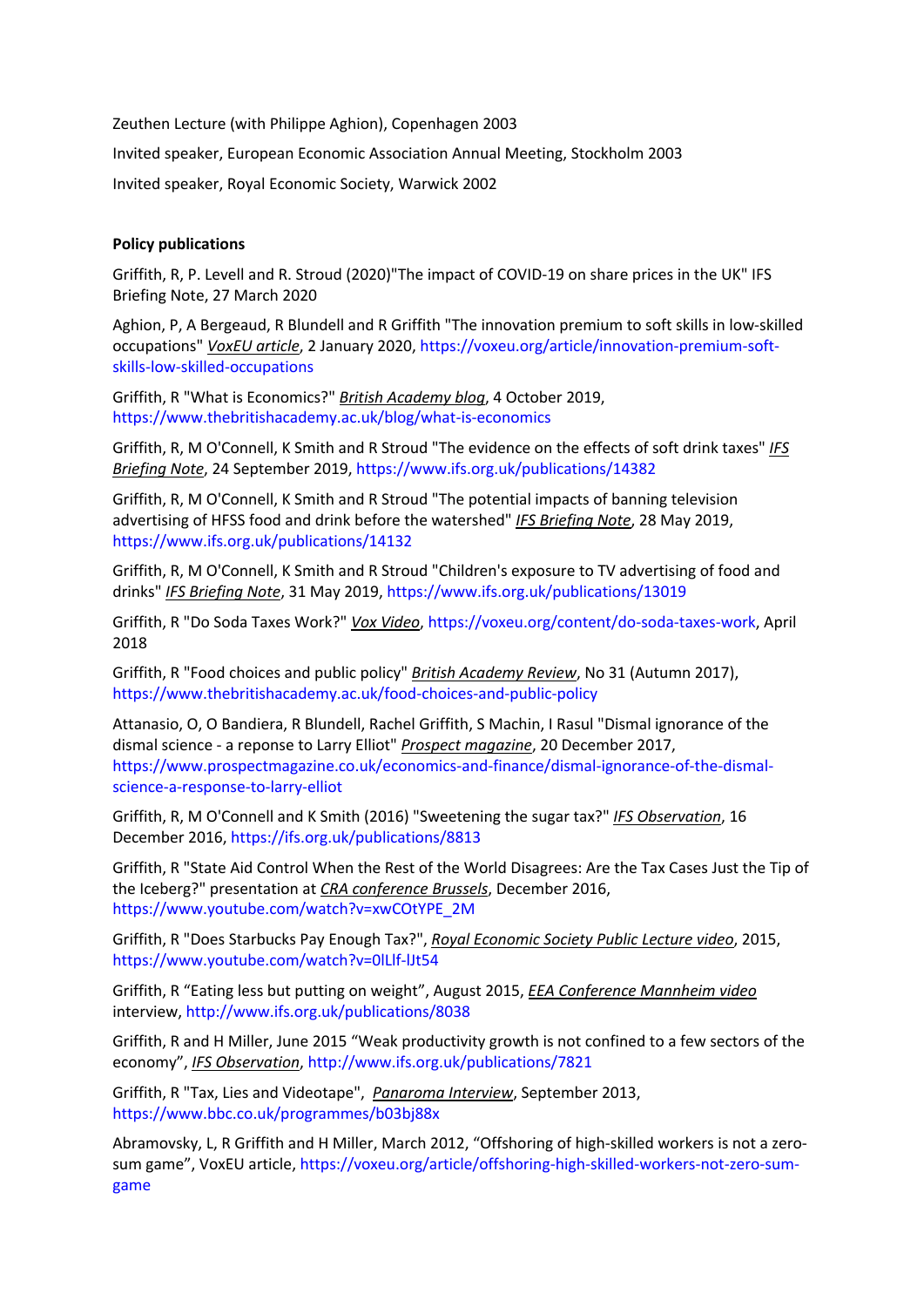Zeuthen Lecture (with Philippe Aghion), Copenhagen 2003

Invited speaker, European Economic Association Annual Meeting, Stockholm 2003

Invited speaker, Royal Economic Society, Warwick 2002

**Policy publications**

Griffith, R, P. Levell and R. Stroud (2020)"The impact of COVID-19 on share prices in the UK" IFS Briefing Note, 27 March 2020

Aghion, P, A Bergeaud, R Blundell and R Griffith "The innovation premium to soft skills in low-skilled occupations" *VoxEU article*, 2 January 2020, https://voxeu.org/article/innovation-premium-soft-skills-low-skilled-occupations

Griffith, R "What is Economics?" *British Academy blog*, 4 October 2019, https://www.thebritishacademy.ac.uk/blog/what-is-economics

Griffith, R, M O'Connell, K Smith and R Stroud "The evidence on the effects of soft drink taxes" *IFS Briefing Note*, 24 September 2019, https://www.ifs.org.uk/publications/14382

Griffith, R, M O'Connell, K Smith and R Stroud "The potential impacts of banning television advertising of HFSS food and drink before the watershed" *IFS Briefing Note*, 28 May 2019, https://www.ifs.org.uk/publications/14132

Griffith, R, M O'Connell, K Smith and R Stroud "Children's exposure to TV advertising of food and drinks" *IFS Briefing Note*, 31 May 2019, https://www.ifs.org.uk/publications/13019

Griffith, R "Do Soda Taxes Work?" *Vox Video*, https://voxeu.org/content/do-soda-taxes-work, April 2018

Griffith, R "Food choices and public policy" *British Academy Review*, No 31 (Autumn 2017), https://www.thebritishacademy.ac.uk/food-choices-and-public-policy

Attanasio, O, O Bandiera, R Blundell, Rachel Griffith, S Machin, I Rasul "Dismal ignorance of the dismal science - a reponse to Larry Elliot" *Prospect magazine*, 20 December 2017, https://www.prospectmagazine.co.uk/economics-and-finance/dismal-ignorance-of-the-dismal-science-a-response-to-larry-elliot

Griffith, R, M O'Connell and K Smith (2016) "Sweetening the sugar tax?" *IFS Observation*, 16 December 2016, https://ifs.org.uk/publications/8813

Griffith, R "State Aid Control When the Rest of the World Disagrees: Are the Tax Cases Just the Tip of the Iceberg?" presentation at *CRA conference Brussels*, December 2016, https://www.youtube.com/watch?v=xwCOtYPE_2M

Griffith, R "Does Starbucks Pay Enough Tax?", *Royal Economic Society Public Lecture video*, 2015, https://www.youtube.com/watch?v=0lLlf-lJt54

Griffith, R "Eating less but putting on weight", August 2015, *EEA Conference Mannheim video* interview, http://www.ifs.org.uk/publications/8038

Griffith, R and H Miller, June 2015 "Weak productivity growth is not confined to a few sectors of the economy", *IFS Observation*, http://www.ifs.org.uk/publications/7821

Griffith, R "Tax, Lies and Videotape", *Panaroma Interview*, September 2013, https://www.bbc.co.uk/programmes/b03bj88x

Abramovsky, L, R Griffith and H Miller, March 2012, "Offshoring of high-skilled workers is not a zero-sum game", VoxEU article, https://voxeu.org/article/offshoring-high-skilled-workers-not-zero-sum-game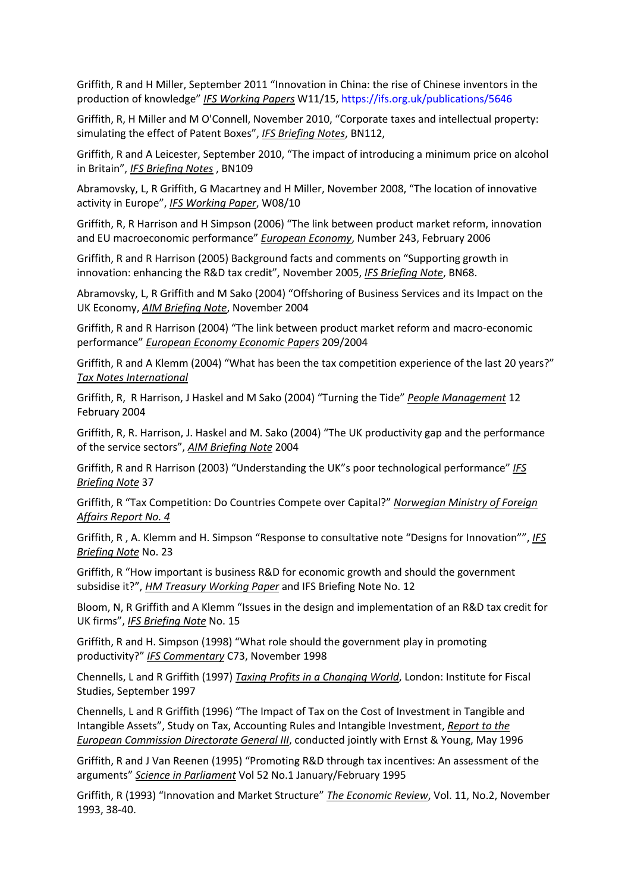Griffith, R and H Miller, September 2011 “Innovation in China: the rise of Chinese inventors in the production of knowledge” *IFS Working Papers* W11/15, https://ifs.org.uk/publications/5646

Griffith, R, H Miller and M O'Connell, November 2010, “Corporate taxes and intellectual property: simulating the effect of Patent Boxes”, *IFS Briefing Notes*, BN112,

Griffith, R and A Leicester, September 2010, “The impact of introducing a minimum price on alcohol in Britain”, *IFS Briefing Notes* , BN109

Abramovsky, L, R Griffith, G Macartney and H Miller, November 2008, “The location of innovative activity in Europe”, *IFS Working Paper*, W08/10

Griffith, R, R Harrison and H Simpson (2006) “The link between product market reform, innovation and EU macroeconomic performance” *European Economy*, Number 243, February 2006

Griffith, R and R Harrison (2005) Background facts and comments on “Supporting growth in innovation: enhancing the R&D tax credit”, November 2005, *IFS Briefing Note*, BN68.

Abramovsky, L, R Griffith and M Sako (2004) “Offshoring of Business Services and its Impact on the UK Economy, *AIM Briefing Note*, November 2004

Griffith, R and R Harrison (2004) “The link between product market reform and macro-economic performance” *European Economy Economic Papers* 209/2004

Griffith, R and A Klemm (2004) “What has been the tax competition experience of the last 20 years?” *Tax Notes International*

Griffith, R, R Harrison, J Haskel and M Sako (2004) “Turning the Tide” *People Management* 12 February 2004

Griffith, R, R. Harrison, J. Haskel and M. Sako (2004) “The UK productivity gap and the performance of the service sectors”, *AIM Briefing Note* 2004

Griffith, R and R Harrison (2003) “Understanding the UK”s poor technological performance” *IFS Briefing Note* 37

Griffith, R “Tax Competition: Do Countries Compete over Capital?” *Norwegian Ministry of Foreign Affairs Report No. 4*

Griffith, R , A. Klemm and H. Simpson “Response to consultative note “Designs for Innovation””, *IFS Briefing Note* No. 23

Griffith, R “How important is business R&D for economic growth and should the government subsidise it?”, *HM Treasury Working Paper* and IFS Briefing Note No. 12

Bloom, N, R Griffith and A Klemm “Issues in the design and implementation of an R&D tax credit for UK firms”, *IFS Briefing Note* No. 15

Griffith, R and H. Simpson (1998) “What role should the government play in promoting productivity?” *IFS Commentary* C73, November 1998

Chennells, L and R Griffith (1997) *Taxing Profits in a Changing World*, London: Institute for Fiscal Studies, September 1997

Chennells, L and R Griffith (1996) “The Impact of Tax on the Cost of Investment in Tangible and Intangible Assets”, Study on Tax, Accounting Rules and Intangible Investment, *Report to the European Commission Directorate General III*, conducted jointly with Ernst & Young, May 1996

Griffith, R and J Van Reenen (1995) “Promoting R&D through tax incentives: An assessment of the arguments” *Science in Parliament* Vol 52 No.1 January/February 1995

Griffith, R (1993) “Innovation and Market Structure” *The Economic Review*, Vol. 11, No.2, November 1993, 38-40.